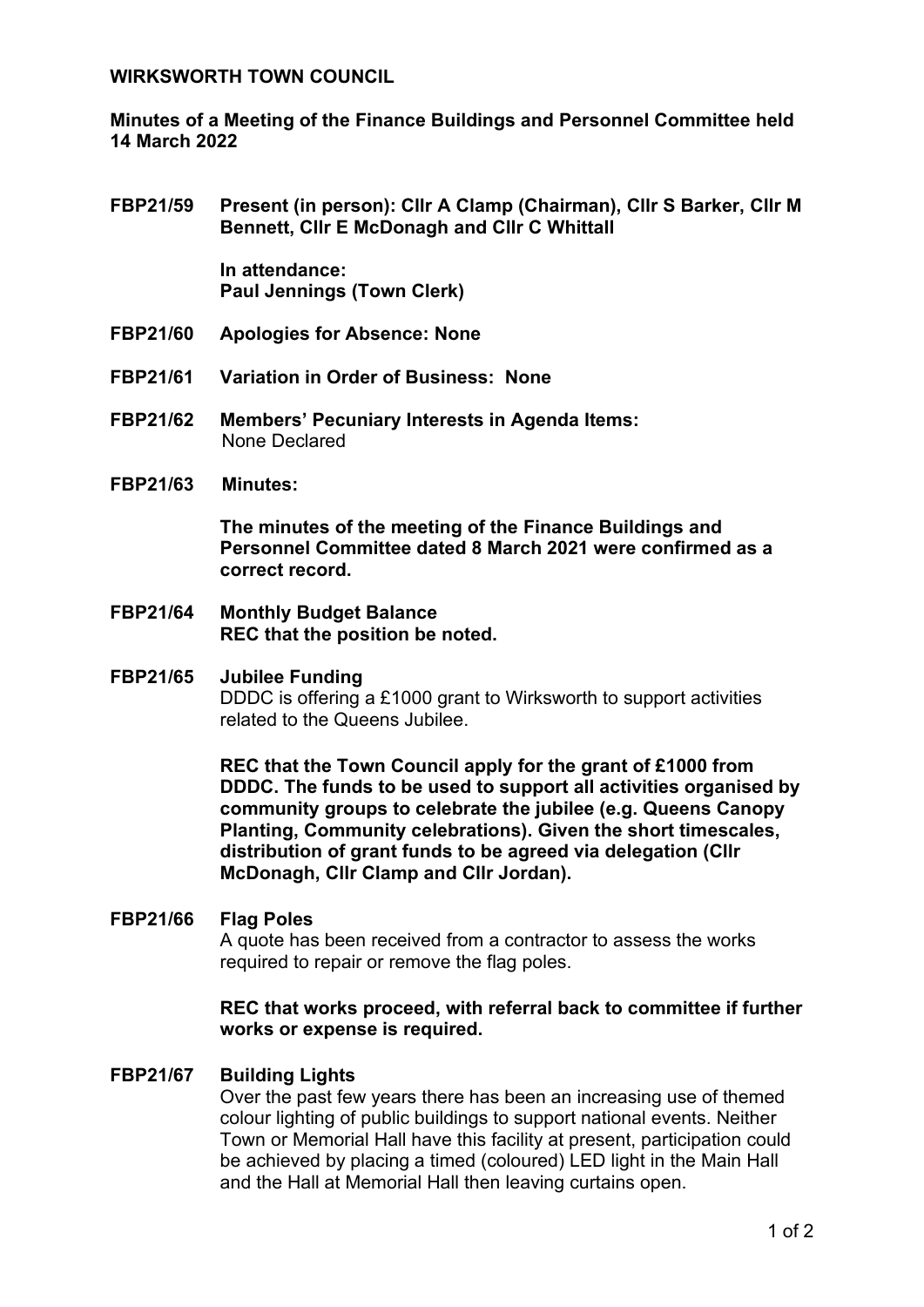**WIRKSWORTH TOWN COUNCIL**

**Minutes of a Meeting of the Finance Buildings and Personnel Committee held 14 March 2022**

**FBP21/59 Present (in person): Cllr A Clamp (Chairman), Cllr S Barker, Cllr M Bennett, Cllr E McDonagh and Cllr C Whittall**

**In attendance:**
**Paul Jennings (Town Clerk)**

**FBP21/60 Apologies for Absence: None**

**FBP21/61 Variation in Order of Business: None**

**FBP21/62 Members' Pecuniary Interests in Agenda Items:**
None Declared

**FBP21/63 Minutes:**

**The minutes of the meeting of the Finance Buildings and Personnel Committee dated 8 March 2021 were confirmed as a correct record.**

**FBP21/64 Monthly Budget Balance**
**REC that the position be noted.**

**FBP21/65 Jubilee Funding**
DDDC is offering a £1000 grant to Wirksworth to support activities related to the Queens Jubilee.

**REC that the Town Council apply for the grant of £1000 from DDDC. The funds to be used to support all activities organised by community groups to celebrate the jubilee (e.g. Queens Canopy Planting, Community celebrations). Given the short timescales, distribution of grant funds to be agreed via delegation (Cllr McDonagh, Cllr Clamp and Cllr Jordan).**

**FBP21/66 Flag Poles**
A quote has been received from a contractor to assess the works required to repair or remove the flag poles.

**REC that works proceed, with referral back to committee if further works or expense is required.**

**FBP21/67 Building Lights**
Over the past few years there has been an increasing use of themed colour lighting of public buildings to support national events. Neither Town or Memorial Hall have this facility at present, participation could be achieved by placing a timed (coloured) LED light in the Main Hall and the Hall at Memorial Hall then leaving curtains open.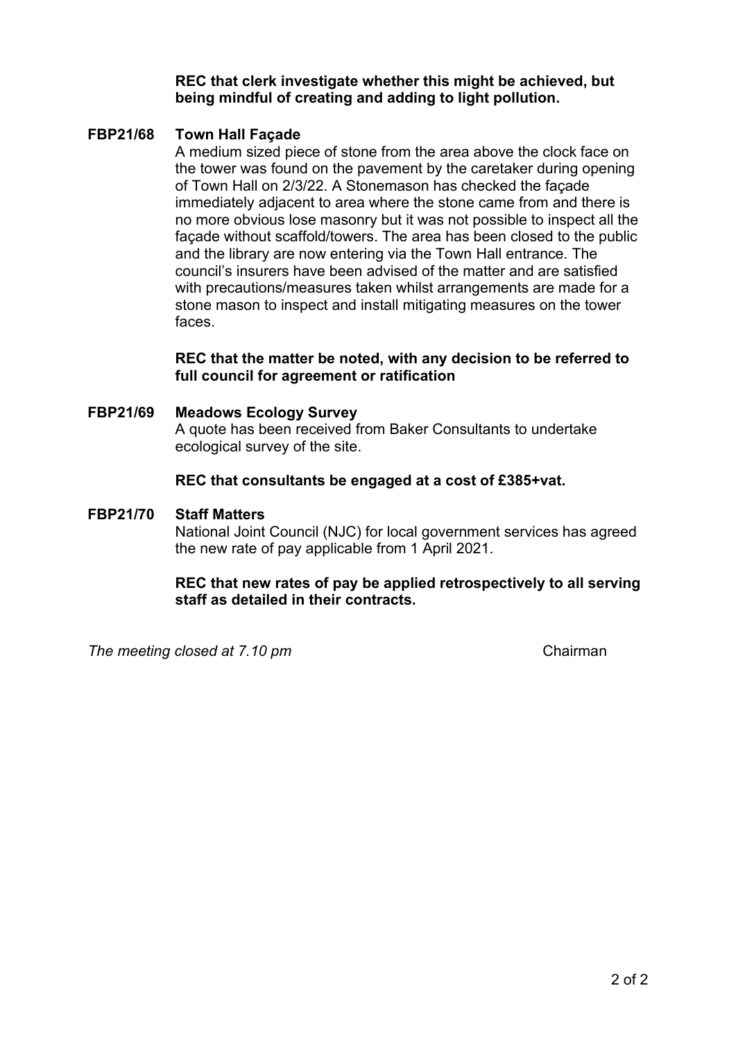**REC that clerk investigate whether this might be achieved, but being mindful of creating and adding to light pollution.**

**FBP21/68 Town Hall Façade**

A medium sized piece of stone from the area above the clock face on the tower was found on the pavement by the caretaker during opening of Town Hall on 2/3/22. A Stonemason has checked the façade immediately adjacent to area where the stone came from and there is no more obvious lose masonry but it was not possible to inspect all the façade without scaffold/towers. The area has been closed to the public and the library are now entering via the Town Hall entrance. The council's insurers have been advised of the matter and are satisfied with precautions/measures taken whilst arrangements are made for a stone mason to inspect and install mitigating measures on the tower faces.

**REC that the matter be noted, with any decision to be referred to full council for agreement or ratification**

**FBP21/69 Meadows Ecology Survey**

A quote has been received from Baker Consultants to undertake ecological survey of the site.

**REC that consultants be engaged at a cost of £385+vat.**

**FBP21/70 Staff Matters**

National Joint Council (NJC) for local government services has agreed the new rate of pay applicable from 1 April 2021.

**REC that new rates of pay be applied retrospectively to all serving staff as detailed in their contracts.**

*The meeting closed at 7.10 pm* Chairman